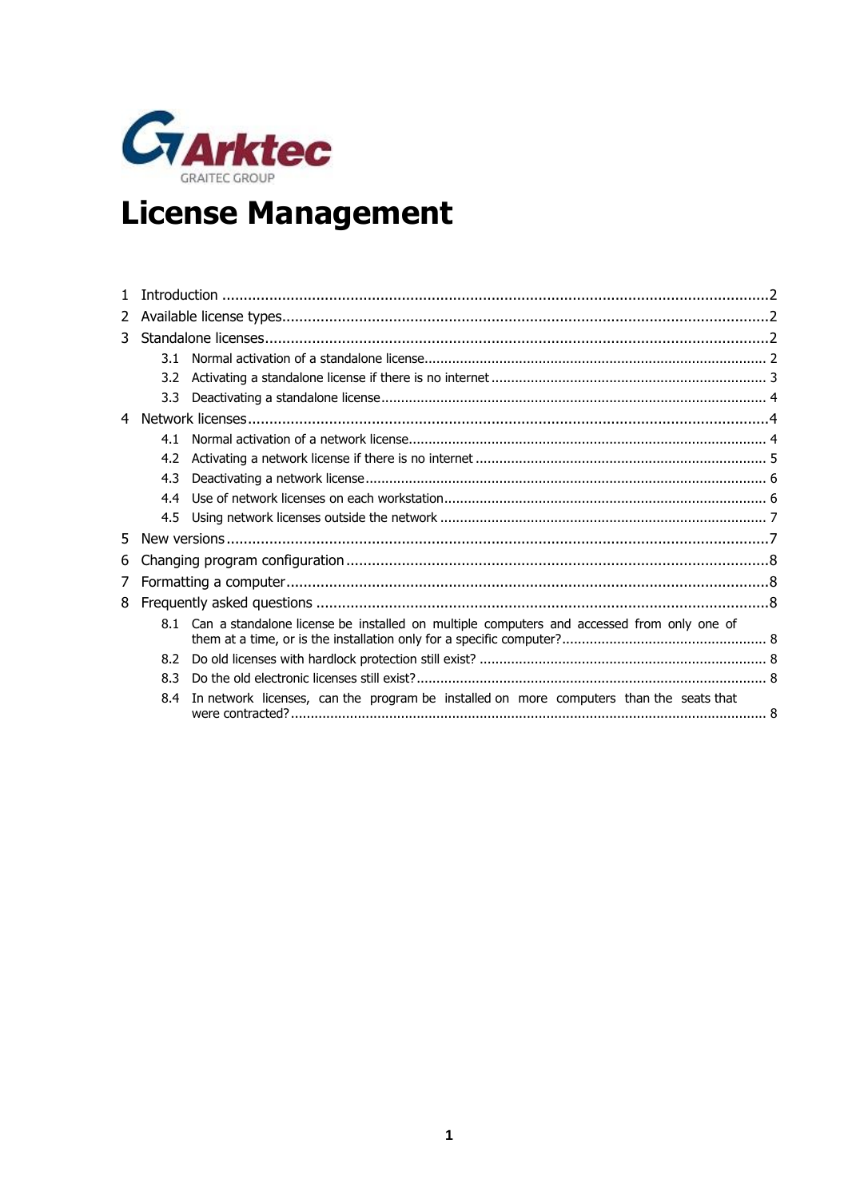Arktec

GRAITEC GROUP

# License Management

1 Introduction ........ 2
2 Available license types ........ 2
3 Standalone licenses ........ 2
  3.1 Normal activation of a standalone license ........ 2
  3.2 Activating a standalone license if there is no internet ........ 3
  3.3 Deactivating a standalone license ........ 4
4 Network licenses ........ 4
  4.1 Normal activation of a network license ........ 4
  4.2 Activating a network license if there is no internet ........ 5
  4.3 Deactivating a network license ........ 6
  4.4 Use of network licenses on each workstation ........ 6
  4.5 Using network licenses outside the network ........ 7
5 New versions ........ 7
6 Changing program configuration ........ 8
7 Formatting a computer ........ 8
8 Frequently asked questions ........ 8
  8.1 Can a standalone license be installed on multiple computers and accessed from only one of them at a time, or is the installation only for a specific computer? ........ 8
  8.2 Do old licenses with hardlock protection still exist? ........ 8
  8.3 Do the old electronic licenses still exist? ........ 8
  8.4 In network licenses, can the program be installed on more computers than the seats that were contracted? ........ 8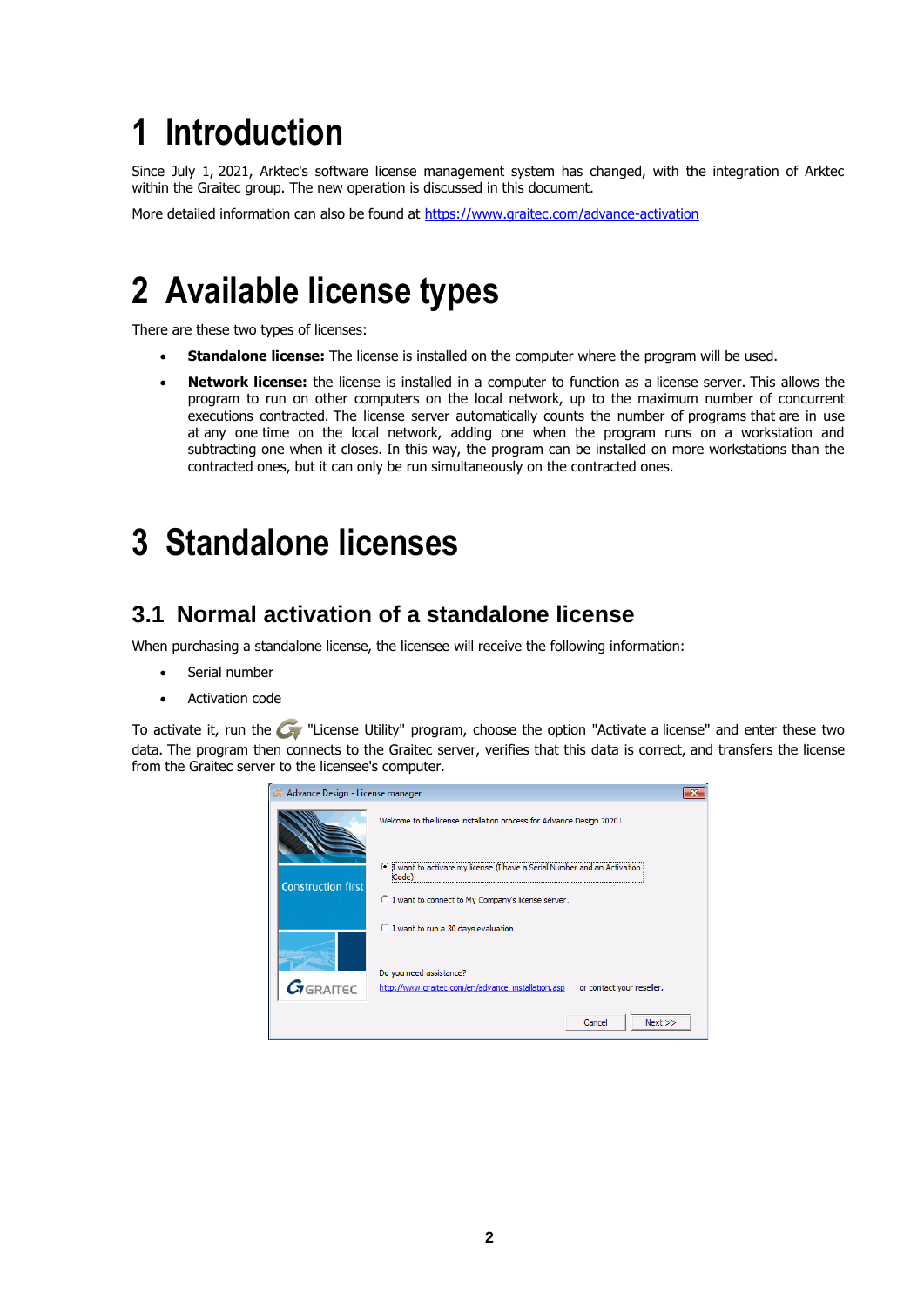# 1 Introduction

Since July 1, 2021, Arktec's software license management system has changed, with the integration of Arktec within the Graitec group. The new operation is discussed in this document.

More detailed information can also be found at https://www.graitec.com/advance-activation

# 2 Available license types

There are these two types of licenses:

- **Standalone license:** The license is installed on the computer where the program will be used.
- **Network license:** the license is installed in a computer to function as a license server. This allows the program to run on other computers on the local network, up to the maximum number of concurrent executions contracted. The license server automatically counts the number of programs that are in use at any one time on the local network, adding one when the program runs on a workstation and subtracting one when it closes. In this way, the program can be installed on more workstations than the contracted ones, but it can only be run simultaneously on the contracted ones.

# 3 Standalone licenses

## 3.1 Normal activation of a standalone license

When purchasing a standalone license, the licensee will receive the following information:

- Serial number
- Activation code

To activate it, run the "License Utility" program, choose the option "Activate a license" and enter these two data. The program then connects to the Graitec server, verifies that this data is correct, and transfers the license from the Graitec server to the licensee's computer.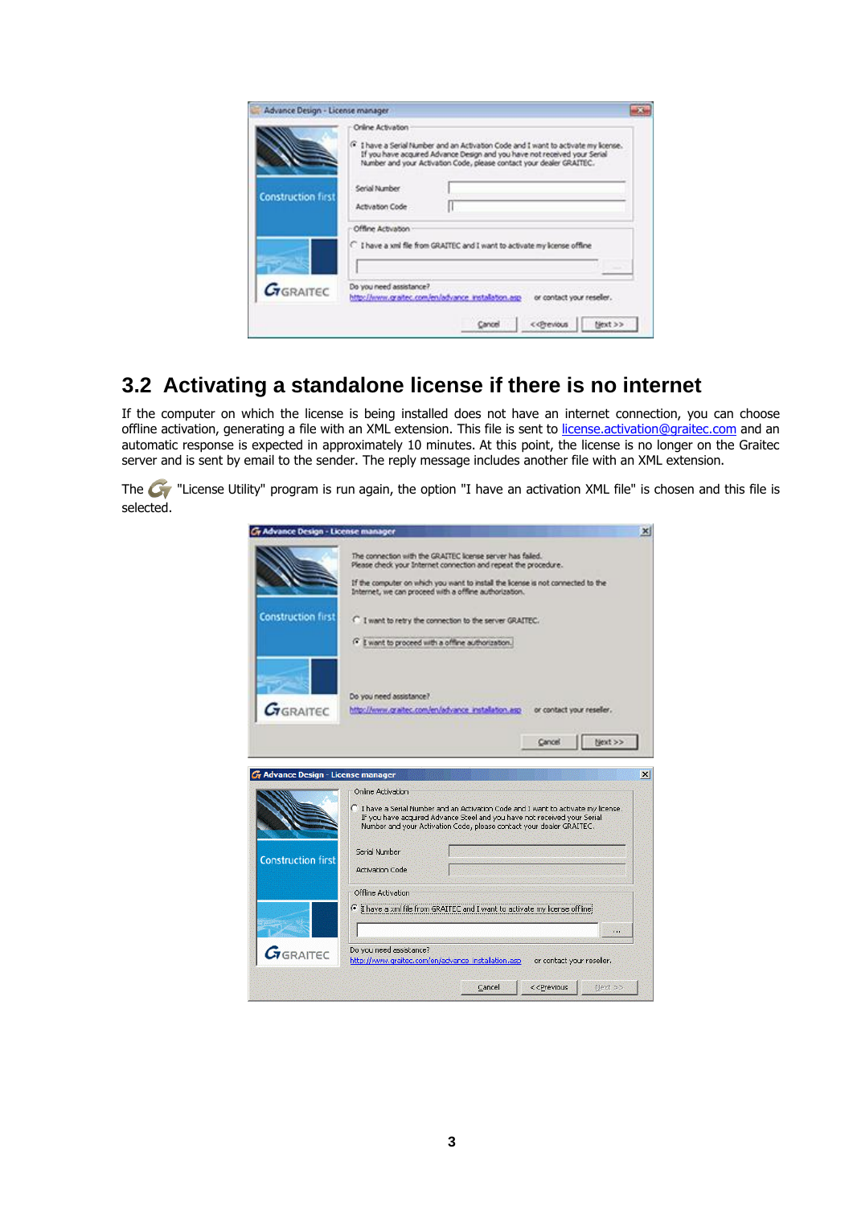## 3.2 Activating a standalone license if there is no internet

If the computer on which the license is being installed does not have an internet connection, you can choose offline activation, generating a file with an XML extension. This file is sent to license.activation@graitec.com and an automatic response is expected in approximately 10 minutes. At this point, the license is no longer on the Graitec server and is sent by email to the sender. The reply message includes another file with an XML extension.

The "License Utility" program is run again, the option "I have an activation XML file" is chosen and this file is selected.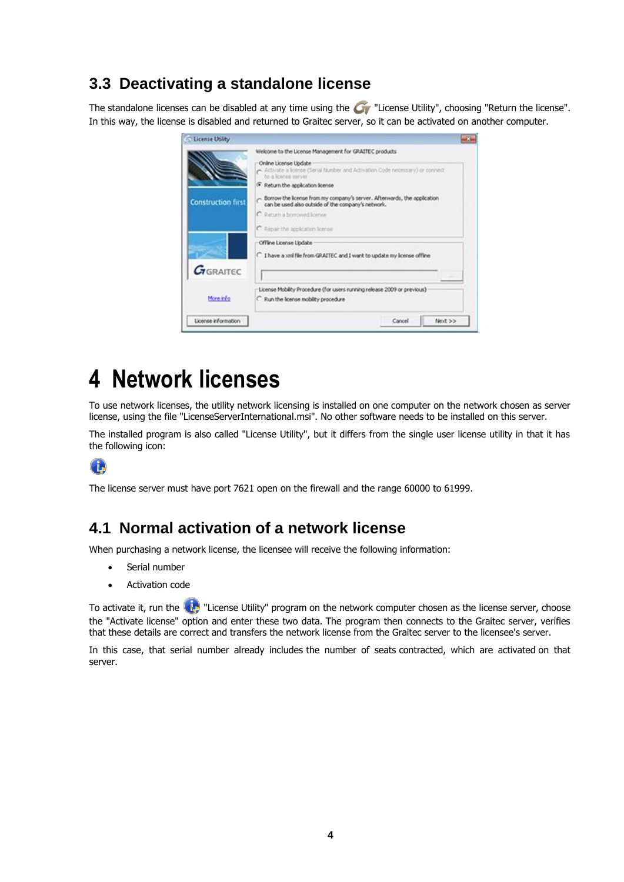## 3.3 Deactivating a standalone license

The standalone licenses can be disabled at any time using the "License Utility", choosing "Return the license". In this way, the license is disabled and returned to Graitec server, so it can be activated on another computer.

# 4 Network licenses

To use network licenses, the utility network licensing is installed on one computer on the network chosen as server license, using the file "LicenseServerInternational.msi". No other software needs to be installed on this server.

The installed program is also called "License Utility", but it differs from the single user license utility in that it has the following icon:

The license server must have port 7621 open on the firewall and the range 60000 to 61999.

## 4.1 Normal activation of a network license

When purchasing a network license, the licensee will receive the following information:

- Serial number
- Activation code

To activate it, run the "License Utility" program on the network computer chosen as the license server, choose the "Activate license" option and enter these two data. The program then connects to the Graitec server, verifies that these details are correct and transfers the network license from the Graitec server to the licensee's server.

In this case, that serial number already includes the number of seats contracted, which are activated on that server.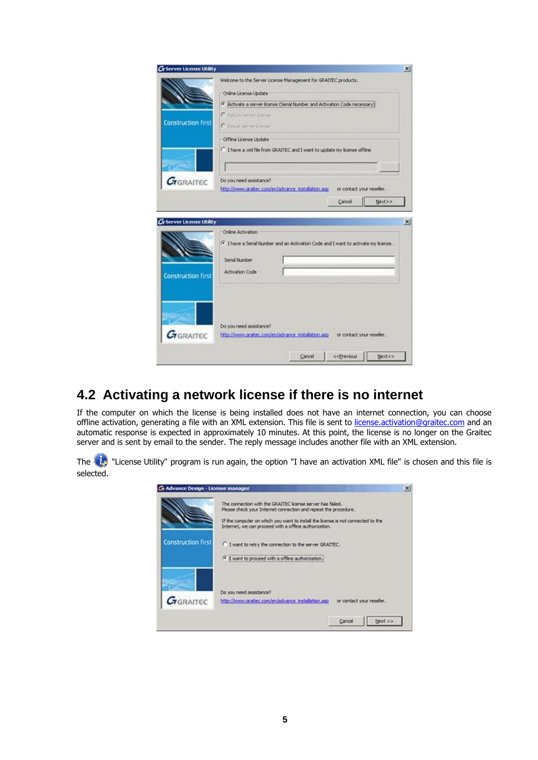## 4.2 Activating a network license if there is no internet

If the computer on which the license is being installed does not have an internet connection, you can choose offline activation, generating a file with an XML extension. This file is sent to license.activation@graitec.com and an automatic response is expected in approximately 10 minutes. At this point, the license is no longer on the Graitec server and is sent by email to the sender. The reply message includes another file with an XML extension.

The "License Utility" program is run again, the option "I have an activation XML file" is chosen and this file is selected.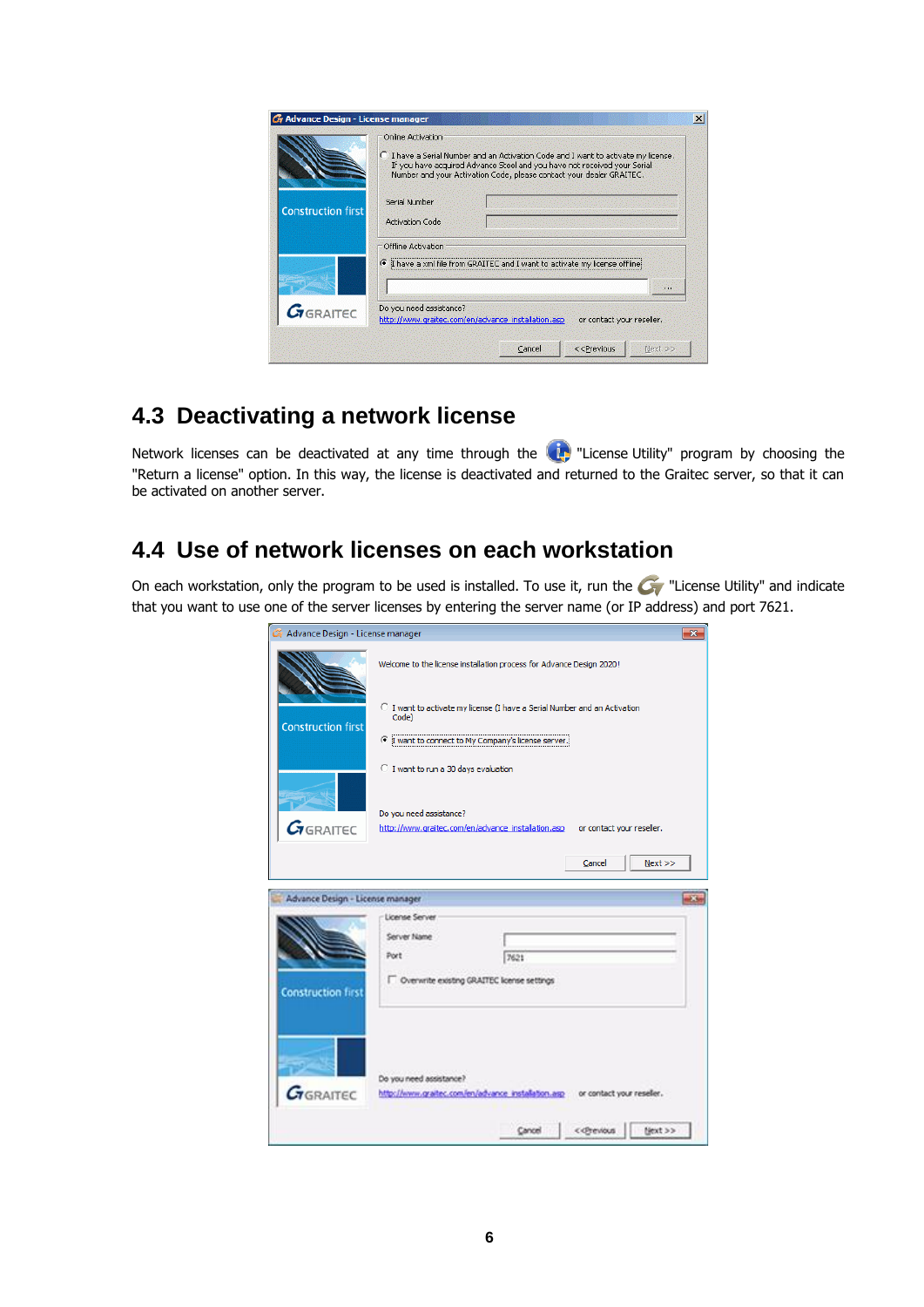## 4.3 Deactivating a network license

Network licenses can be deactivated at any time through the "License Utility" program by choosing the "Return a license" option. In this way, the license is deactivated and returned to the Graitec server, so that it can be activated on another server.

## 4.4 Use of network licenses on each workstation

On each workstation, only the program to be used is installed. To use it, run the "License Utility" and indicate that you want to use one of the server licenses by entering the server name (or IP address) and port 7621.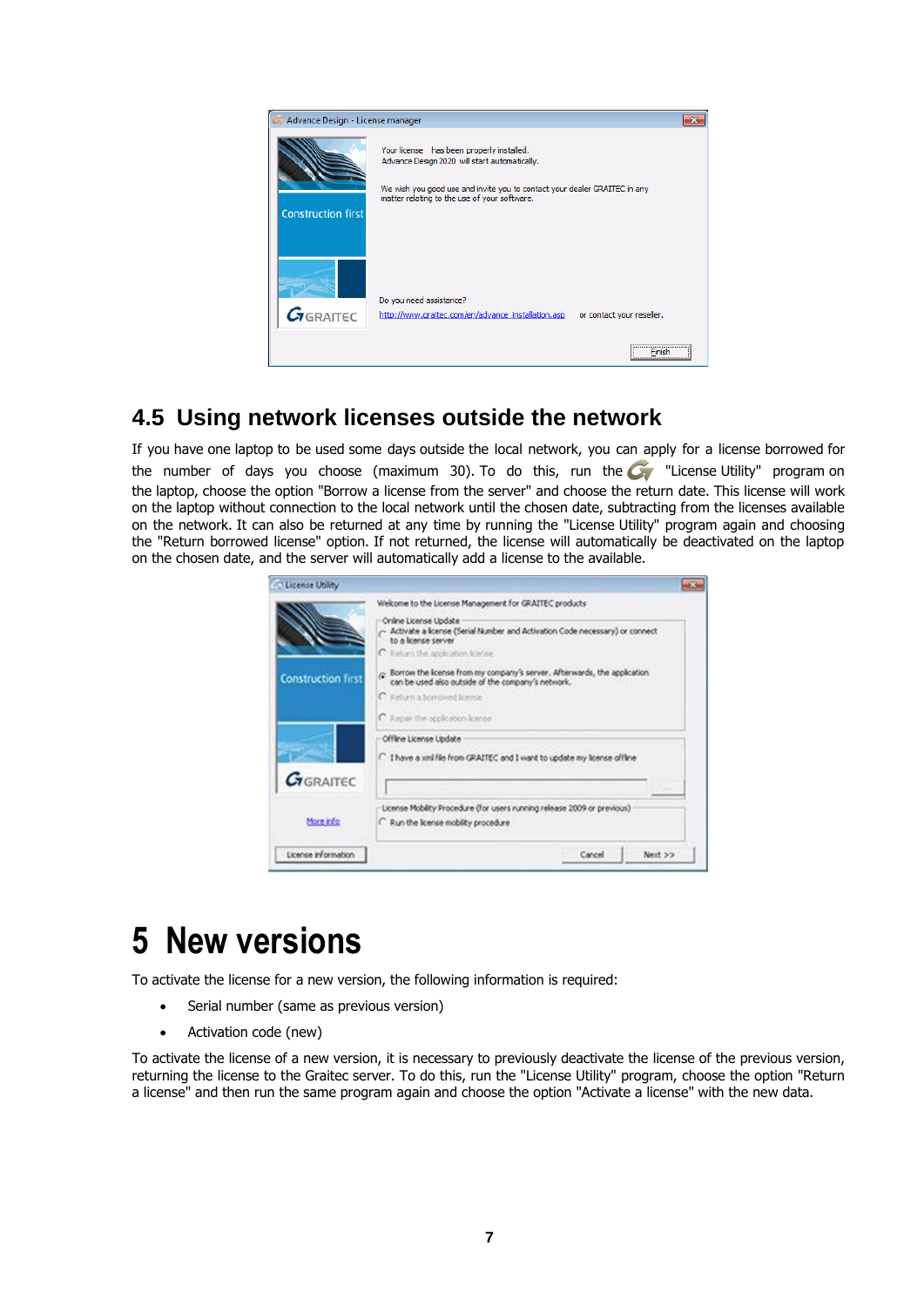## 4.5 Using network licenses outside the network

If you have one laptop to be used some days outside the local network, you can apply for a license borrowed for the number of days you choose (maximum 30). To do this, run the "License Utility" program on the laptop, choose the option "Borrow a license from the server" and choose the return date. This license will work on the laptop without connection to the local network until the chosen date, subtracting from the licenses available on the network. It can also be returned at any time by running the "License Utility" program again and choosing the "Return borrowed license" option. If not returned, the license will automatically be deactivated on the laptop on the chosen date, and the server will automatically add a license to the available.

# 5 New versions

To activate the license for a new version, the following information is required:

- Serial number (same as previous version)
- Activation code (new)

To activate the license of a new version, it is necessary to previously deactivate the license of the previous version, returning the license to the Graitec server. To do this, run the "License Utility" program, choose the option "Return a license" and then run the same program again and choose the option "Activate a license" with the new data.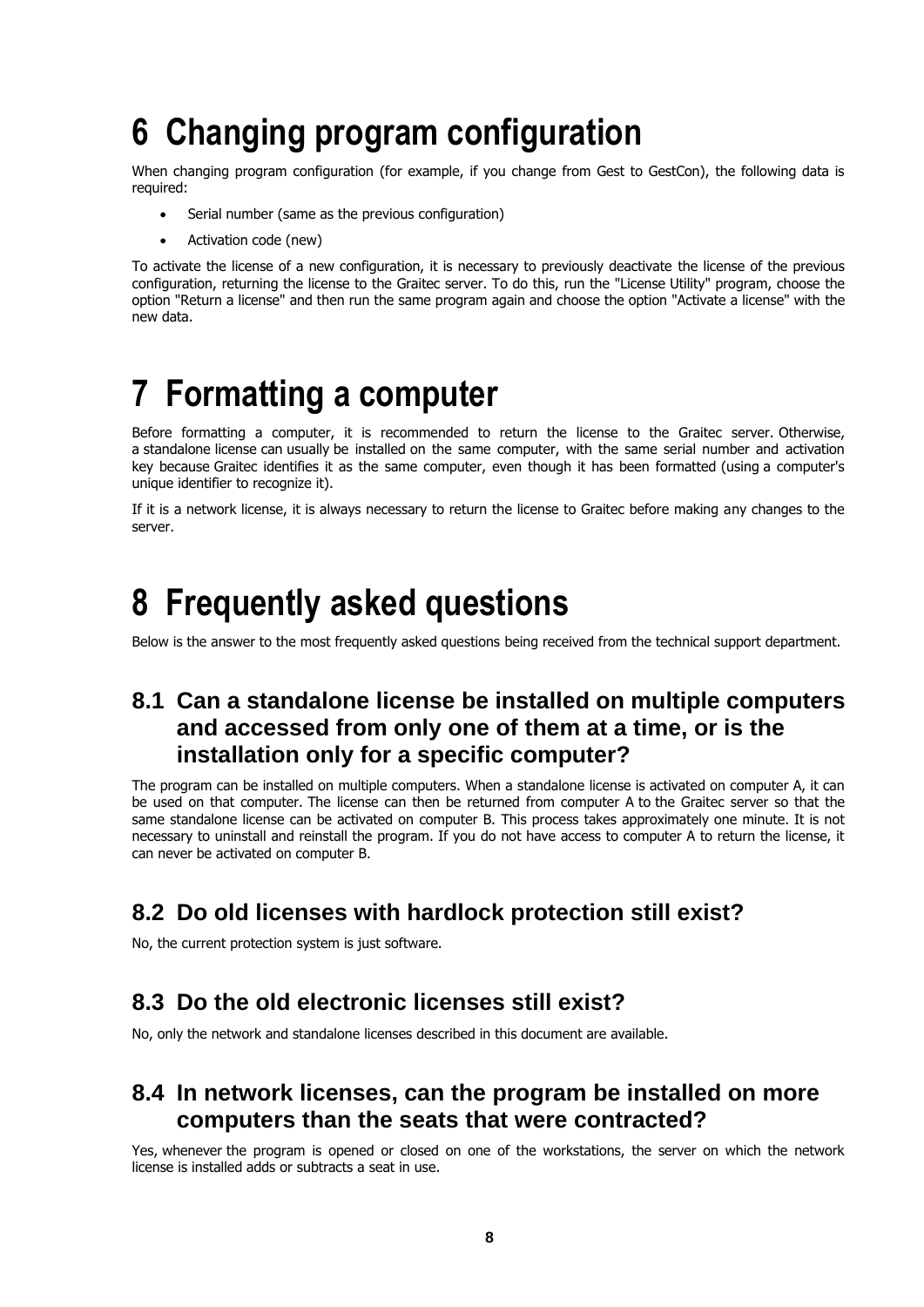# 6 Changing program configuration

When changing program configuration (for example, if you change from Gest to GestCon), the following data is required:

- Serial number (same as the previous configuration)
- Activation code (new)

To activate the license of a new configuration, it is necessary to previously deactivate the license of the previous configuration, returning the license to the Graitec server. To do this, run the "License Utility" program, choose the option "Return a license" and then run the same program again and choose the option "Activate a license" with the new data.

# 7 Formatting a computer

Before formatting a computer, it is recommended to return the license to the Graitec server. Otherwise, a standalone license can usually be installed on the same computer, with the same serial number and activation key because Graitec identifies it as the same computer, even though it has been formatted (using a computer's unique identifier to recognize it).

If it is a network license, it is always necessary to return the license to Graitec before making any changes to the server.

# 8 Frequently asked questions

Below is the answer to the most frequently asked questions being received from the technical support department.

## 8.1 Can a standalone license be installed on multiple computers and accessed from only one of them at a time, or is the installation only for a specific computer?

The program can be installed on multiple computers. When a standalone license is activated on computer A, it can be used on that computer. The license can then be returned from computer A to the Graitec server so that the same standalone license can be activated on computer B. This process takes approximately one minute. It is not necessary to uninstall and reinstall the program. If you do not have access to computer A to return the license, it can never be activated on computer B.

## 8.2 Do old licenses with hardlock protection still exist?

No, the current protection system is just software.

## 8.3 Do the old electronic licenses still exist?

No, only the network and standalone licenses described in this document are available.

## 8.4 In network licenses, can the program be installed on more computers than the seats that were contracted?

Yes, whenever the program is opened or closed on one of the workstations, the server on which the network license is installed adds or subtracts a seat in use.